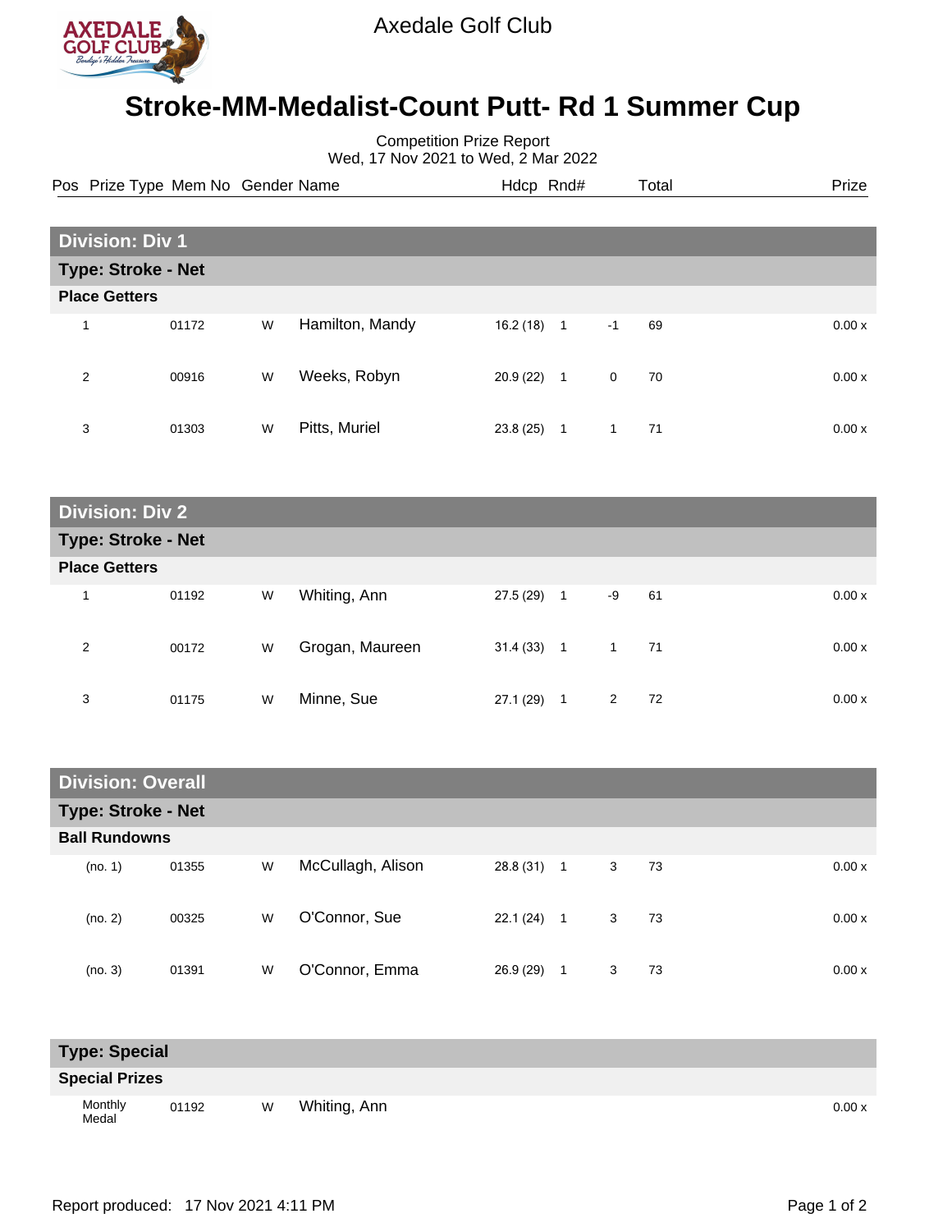Axedale Golf Club

# Stroke-MM-Medalist-Count Putt- Rd 1 Summer Cup

Competition Prize Report
Wed, 17 Nov 2021 to Wed, 2 Mar 2022

| Pos | Prize Type | Mem No | Gender | Name | Hdcp | Rnd# | | Total | Prize |
|---|---|---|---|---|---|---|---|---|---|
| **Division: Div 1** | | | | | | | | | |
| **Type: Stroke - Net** | | | | | | | | | |
| **Place Getters** | | | | | | | | | |
| 1 | | 01172 | W | Hamilton, Mandy | 16.2 (18) | 1 | -1 | 69 | 0.00 x |
| 2 | | 00916 | W | Weeks, Robyn | 20.9 (22) | 1 | 0 | 70 | 0.00 x |
| 3 | | 01303 | W | Pitts, Muriel | 23.8 (25) | 1 | 1 | 71 | 0.00 x |
| **Division: Div 2** | | | | | | | | | |
| **Type: Stroke - Net** | | | | | | | | | |
| **Place Getters** | | | | | | | | | |
| 1 | | 01192 | W | Whiting, Ann | 27.5 (29) | 1 | -9 | 61 | 0.00 x |
| 2 | | 00172 | W | Grogan, Maureen | 31.4 (33) | 1 | 1 | 71 | 0.00 x |
| 3 | | 01175 | W | Minne, Sue | 27.1 (29) | 1 | 2 | 72 | 0.00 x |
| **Division: Overall** | | | | | | | | | |
| **Type: Stroke - Net** | | | | | | | | | |
| **Ball Rundowns** | | | | | | | | | |
| (no. 1) | | 01355 | W | McCullagh, Alison | 28.8 (31) | 1 | 3 | 73 | 0.00 x |
| (no. 2) | | 00325 | W | O'Connor, Sue | 22.1 (24) | 1 | 3 | 73 | 0.00 x |
| (no. 3) | | 01391 | W | O'Connor, Emma | 26.9 (29) | 1 | 3 | 73 | 0.00 x |
| **Type: Special** | | | | | | | | | |
| **Special Prizes** | | | | | | | | | |
| | Monthly Medal | 01192 | W | Whiting, Ann | | | | | 0.00 x |

Report produced: 17 Nov 2021 4:11 PM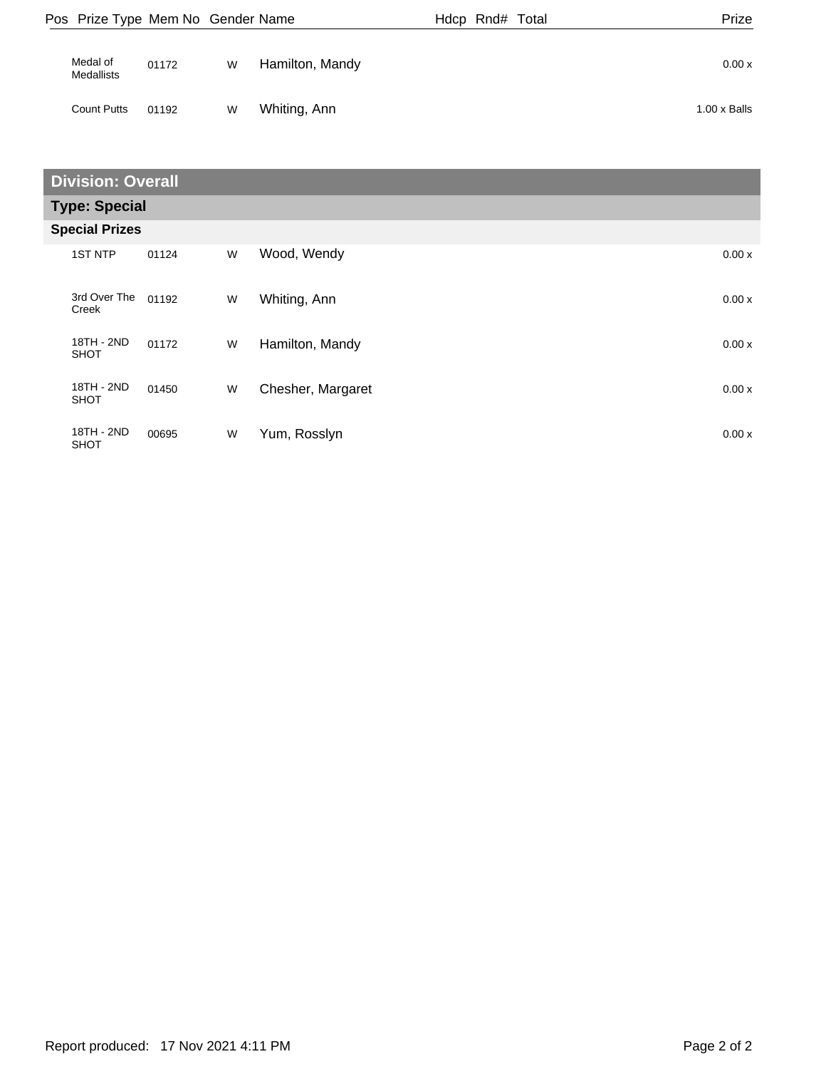| Pos | Prize Type | Mem No | Gender | Name | Hdcp | Rnd# | Total | Prize |
|---|---|---|---|---|---|---|---|---|
| | Medal of Medallists | 01172 | W | Hamilton, Mandy | | | | 0.00 x |
| | Count Putts | 01192 | W | Whiting, Ann | | | | 1.00 x Balls |

## Division: Overall

### Type: Special

#### Special Prizes

| Pos | Prize Type | Mem No | Gender | Name | Hdcp | Rnd# | Total | Prize |
|---|---|---|---|---|---|---|---|---|
| | 1ST NTP | 01124 | W | Wood, Wendy | | | | 0.00 x |
| | 3rd Over The Creek | 01192 | W | Whiting, Ann | | | | 0.00 x |
| | 18TH - 2ND SHOT | 01172 | W | Hamilton, Mandy | | | | 0.00 x |
| | 18TH - 2ND SHOT | 01450 | W | Chesher, Margaret | | | | 0.00 x |
| | 18TH - 2ND SHOT | 00695 | W | Yum, Rosslyn | | | | 0.00 x |

Report produced: 17 Nov 2021 4:11 PM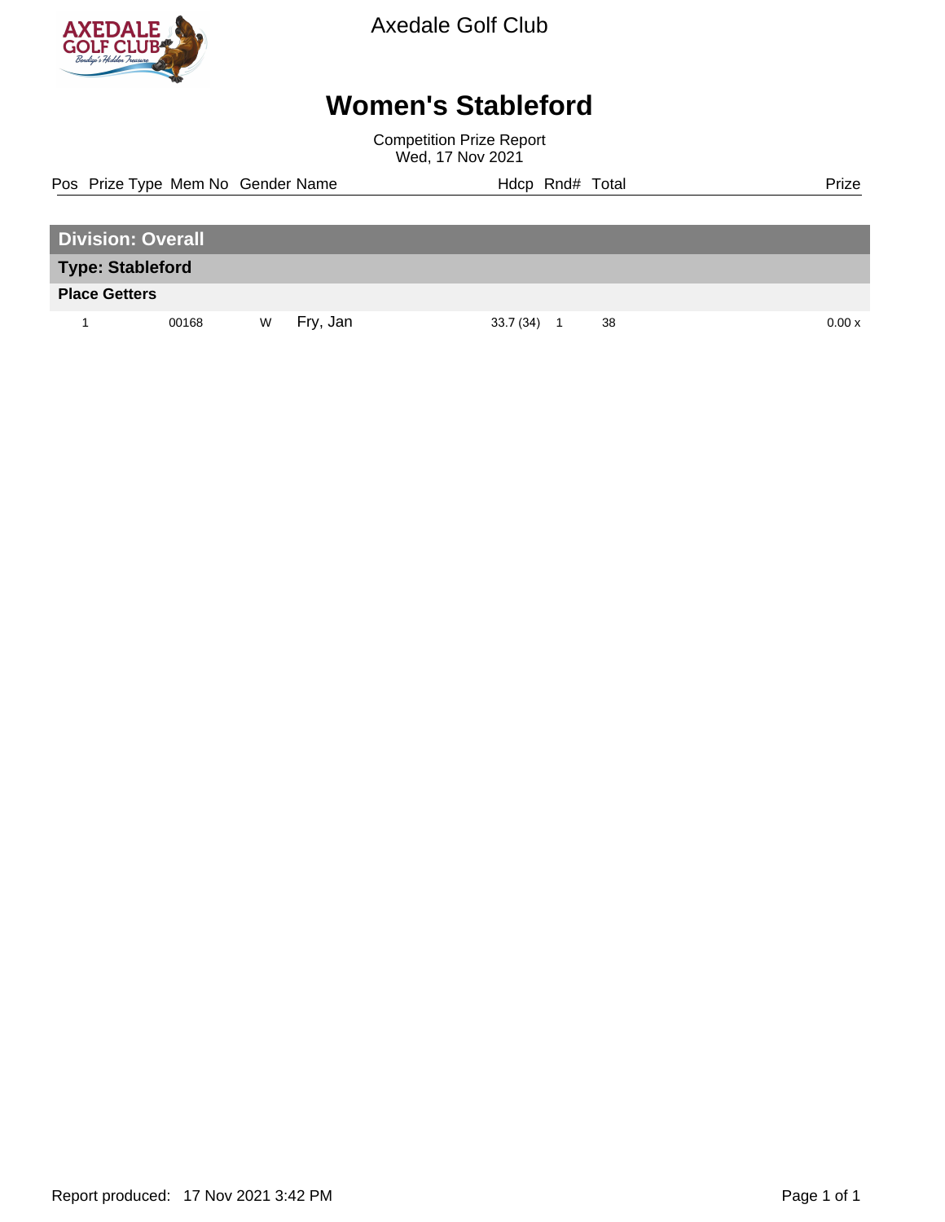Axedale Golf Club

# Women's Stableford

Competition Prize Report
Wed, 17 Nov 2021

| Pos | Prize Type | Mem No | Gender | Name | Hdcp | Rnd# | Total | Prize |
|---|---|---|---|---|---|---|---|---|
| **Division: Overall** | | | | | | | | |
| **Type: Stableford** | | | | | | | | |
| **Place Getters** | | | | | | | | |
| 1 | | 00168 | W | Fry, Jan | 33.7 (34) | 1 | 38 | 0.00 x |

Report produced: 17 Nov 2021 3:42 PM